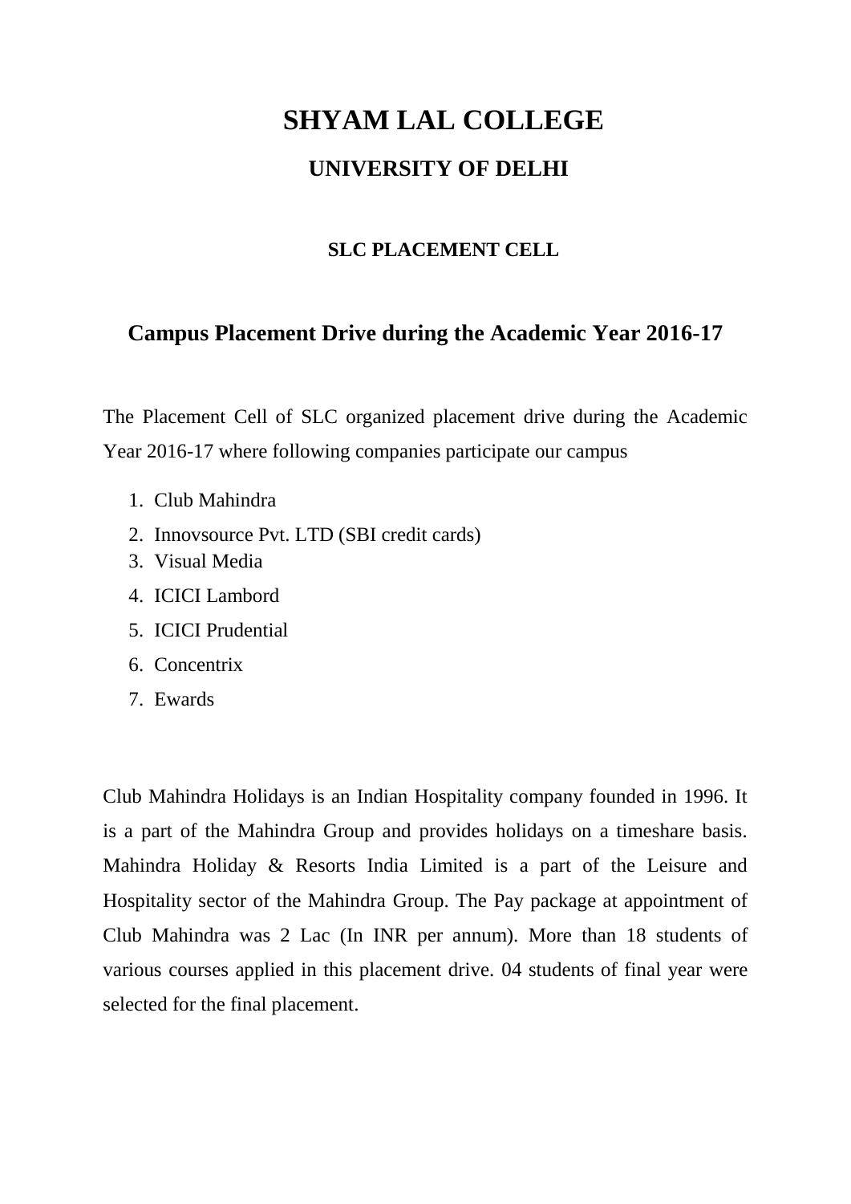# SHYAM LAL COLLEGE

## UNIVERSITY OF DELHI

### SLC PLACEMENT CELL

## Campus Placement Drive during the Academic Year 2016-17

The Placement Cell of SLC organized placement drive during the Academic Year 2016-17 where following companies participate our campus

1. Club Mahindra
2. Innovsource Pvt. LTD (SBI credit cards)
3. Visual Media
4. ICICI Lambord
5. ICICI Prudential
6. Concentrix
7. Ewards

Club Mahindra Holidays is an Indian Hospitality company founded in 1996. It is a part of the Mahindra Group and provides holidays on a timeshare basis. Mahindra Holiday & Resorts India Limited is a part of the Leisure and Hospitality sector of the Mahindra Group. The Pay package at appointment of Club Mahindra was 2 Lac (In INR per annum). More than 18 students of various courses applied in this placement drive. 04 students of final year were selected for the final placement.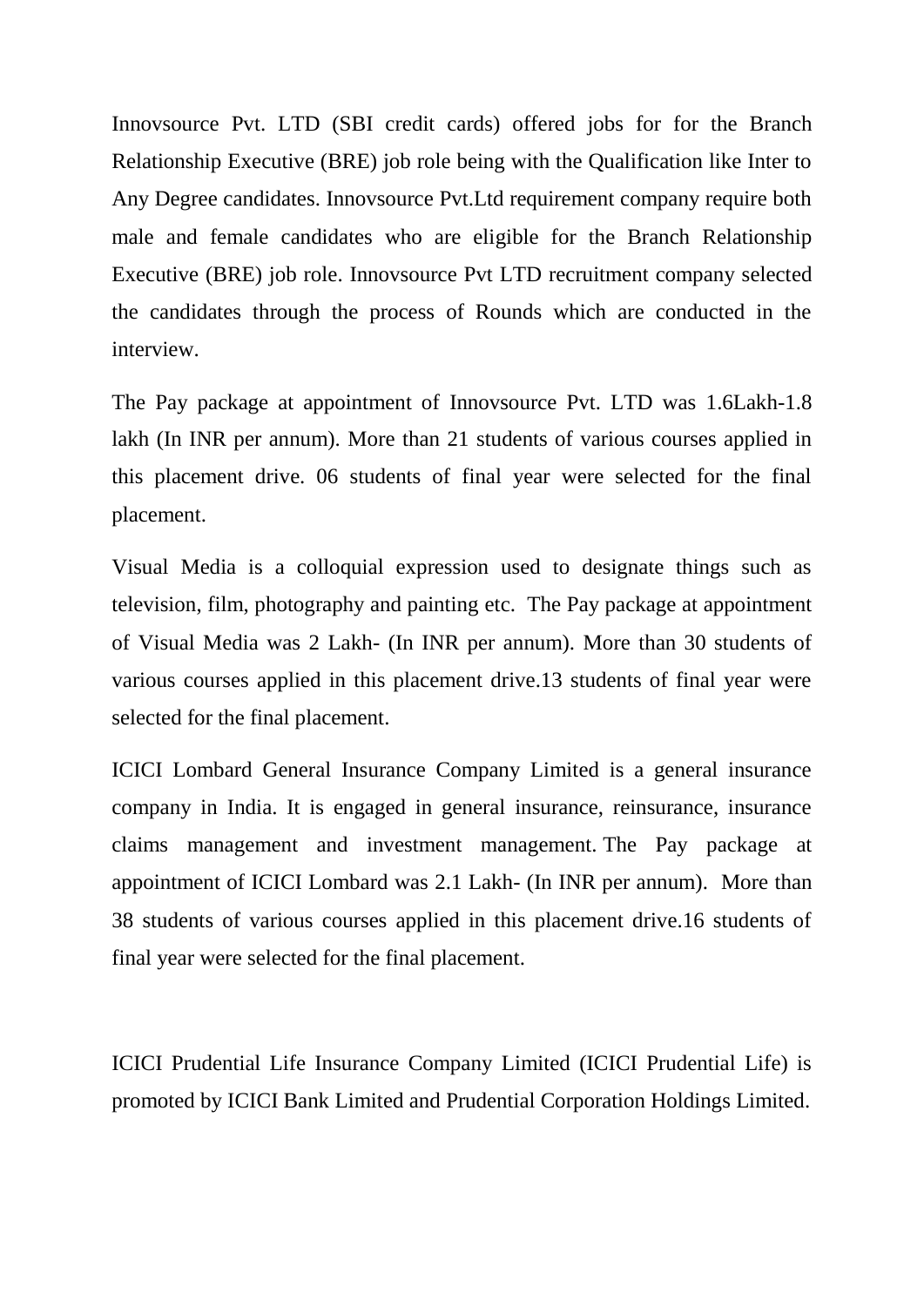Innovsource Pvt. LTD (SBI credit cards) offered jobs for for the Branch Relationship Executive (BRE) job role being with the Qualification like Inter to Any Degree candidates. Innovsource Pvt.Ltd requirement company require both male and female candidates who are eligible for the Branch Relationship Executive (BRE) job role. Innovsource Pvt LTD recruitment company selected the candidates through the process of Rounds which are conducted in the interview.

The Pay package at appointment of Innovsource Pvt. LTD was 1.6Lakh-1.8 lakh (In INR per annum). More than 21 students of various courses applied in this placement drive. 06 students of final year were selected for the final placement.

Visual Media is a colloquial expression used to designate things such as television, film, photography and painting etc. The Pay package at appointment of Visual Media was 2 Lakh- (In INR per annum). More than 30 students of various courses applied in this placement drive.13 students of final year were selected for the final placement.

ICICI Lombard General Insurance Company Limited is a general insurance company in India. It is engaged in general insurance, reinsurance, insurance claims management and investment management. The Pay package at appointment of ICICI Lombard was 2.1 Lakh- (In INR per annum). More than 38 students of various courses applied in this placement drive.16 students of final year were selected for the final placement.

ICICI Prudential Life Insurance Company Limited (ICICI Prudential Life) is promoted by ICICI Bank Limited and Prudential Corporation Holdings Limited.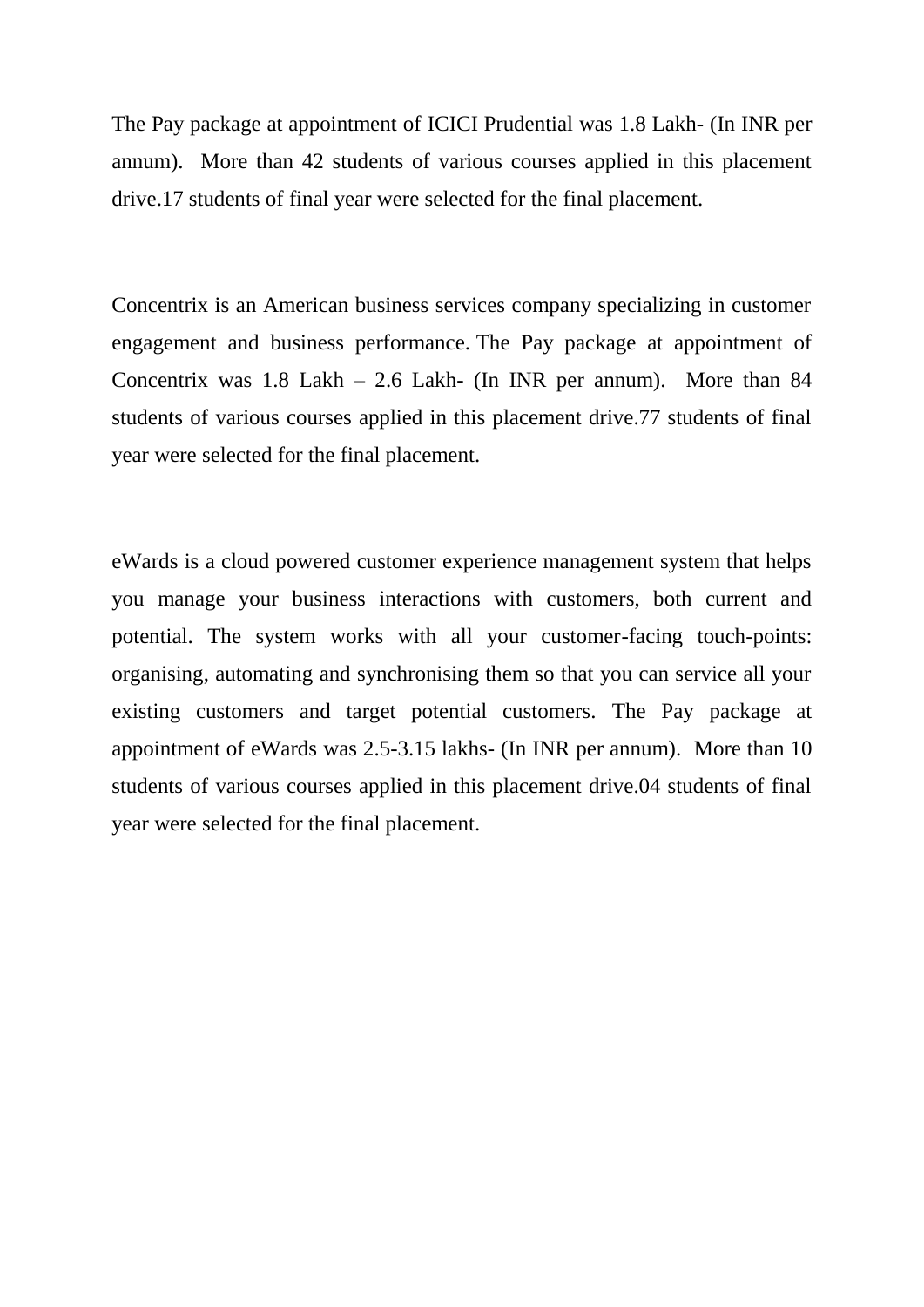The Pay package at appointment of ICICI Prudential was 1.8 Lakh- (In INR per annum). More than 42 students of various courses applied in this placement drive.17 students of final year were selected for the final placement.

Concentrix is an American business services company specializing in customer engagement and business performance. The Pay package at appointment of Concentrix was 1.8 Lakh – 2.6 Lakh- (In INR per annum). More than 84 students of various courses applied in this placement drive.77 students of final year were selected for the final placement.

eWards is a cloud powered customer experience management system that helps you manage your business interactions with customers, both current and potential. The system works with all your customer-facing touch-points: organising, automating and synchronising them so that you can service all your existing customers and target potential customers. The Pay package at appointment of eWards was 2.5-3.15 lakhs- (In INR per annum). More than 10 students of various courses applied in this placement drive.04 students of final year were selected for the final placement.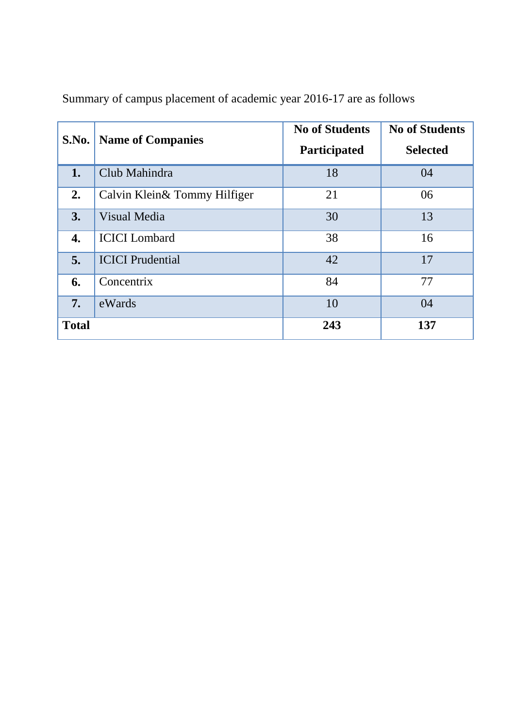Summary of campus placement of academic year 2016-17 are as follows

| S.No. | Name of Companies | No of Students Participated | No of Students Selected |
|---|---|---|---|
| **1.** | Club Mahindra | 18 | 04 |
| **2.** | Calvin Klein& Tommy Hilfiger | 21 | 06 |
| **3.** | Visual Media | 30 | 13 |
| **4.** | ICICI Lombard | 38 | 16 |
| **5.** | ICICI Prudential | 42 | 17 |
| **6.** | Concentrix | 84 | 77 |
| **7.** | eWards | 10 | 04 |
| **Total** | | **243** | **137** |